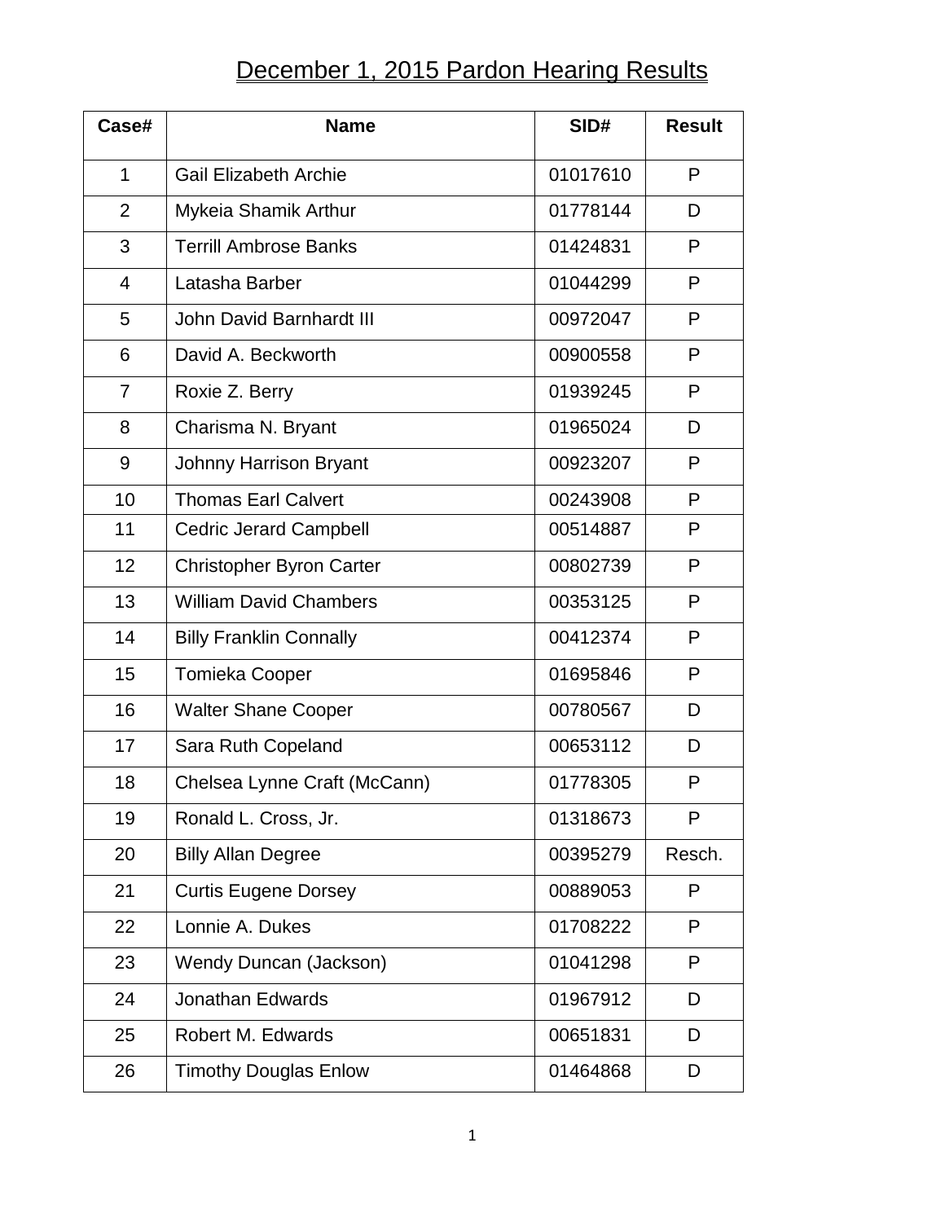# December 1, 2015 Pardon Hearing Results

| Case# | Name | SID# | Result |
| --- | --- | --- | --- |
| 1 | Gail Elizabeth Archie | 01017610 | P |
| 2 | Mykeia Shamik Arthur | 01778144 | D |
| 3 | Terrill Ambrose Banks | 01424831 | P |
| 4 | Latasha Barber | 01044299 | P |
| 5 | John David Barnhardt III | 00972047 | P |
| 6 | David A. Beckworth | 00900558 | P |
| 7 | Roxie Z. Berry | 01939245 | P |
| 8 | Charisma N. Bryant | 01965024 | D |
| 9 | Johnny Harrison Bryant | 00923207 | P |
| 10 | Thomas Earl Calvert | 00243908 | P |
| 11 | Cedric Jerard Campbell | 00514887 | P |
| 12 | Christopher Byron Carter | 00802739 | P |
| 13 | William David Chambers | 00353125 | P |
| 14 | Billy Franklin Connally | 00412374 | P |
| 15 | Tomieka Cooper | 01695846 | P |
| 16 | Walter Shane Cooper | 00780567 | D |
| 17 | Sara Ruth Copeland | 00653112 | D |
| 18 | Chelsea Lynne Craft (McCann) | 01778305 | P |
| 19 | Ronald L. Cross, Jr. | 01318673 | P |
| 20 | Billy Allan Degree | 00395279 | Resch. |
| 21 | Curtis Eugene Dorsey | 00889053 | P |
| 22 | Lonnie A. Dukes | 01708222 | P |
| 23 | Wendy Duncan (Jackson) | 01041298 | P |
| 24 | Jonathan Edwards | 01967912 | D |
| 25 | Robert M. Edwards | 00651831 | D |
| 26 | Timothy Douglas Enlow | 01464868 | D |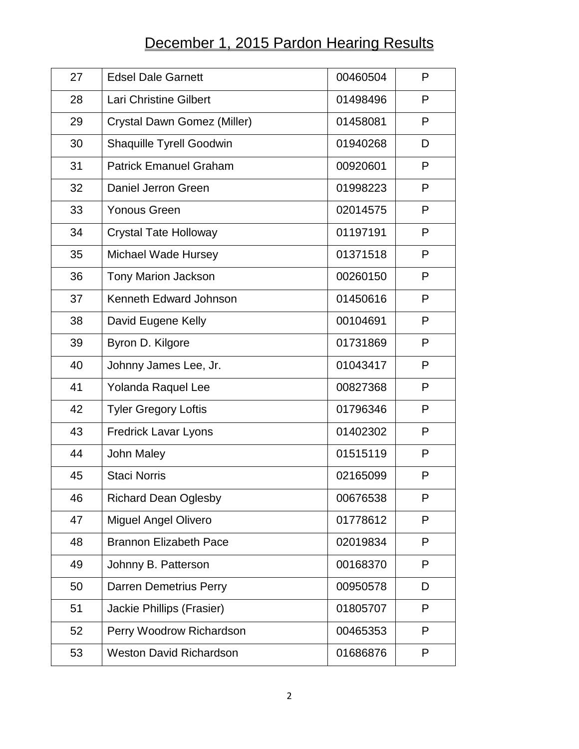# December 1, 2015 Pardon Hearing Results

| | | | |
|---|---|---|---|
| 27 | Edsel Dale Garnett | 00460504 | P |
| 28 | Lari Christine Gilbert | 01498496 | P |
| 29 | Crystal Dawn Gomez (Miller) | 01458081 | P |
| 30 | Shaquille Tyrell Goodwin | 01940268 | D |
| 31 | Patrick Emanuel Graham | 00920601 | P |
| 32 | Daniel Jerron Green | 01998223 | P |
| 33 | Yonous Green | 02014575 | P |
| 34 | Crystal Tate Holloway | 01197191 | P |
| 35 | Michael Wade Hursey | 01371518 | P |
| 36 | Tony Marion Jackson | 00260150 | P |
| 37 | Kenneth Edward Johnson | 01450616 | P |
| 38 | David Eugene Kelly | 00104691 | P |
| 39 | Byron D. Kilgore | 01731869 | P |
| 40 | Johnny James Lee, Jr. | 01043417 | P |
| 41 | Yolanda Raquel Lee | 00827368 | P |
| 42 | Tyler Gregory Loftis | 01796346 | P |
| 43 | Fredrick Lavar Lyons | 01402302 | P |
| 44 | John Maley | 01515119 | P |
| 45 | Staci Norris | 02165099 | P |
| 46 | Richard Dean Oglesby | 00676538 | P |
| 47 | Miguel Angel Olivero | 01778612 | P |
| 48 | Brannon Elizabeth Pace | 02019834 | P |
| 49 | Johnny B. Patterson | 00168370 | P |
| 50 | Darren Demetrius Perry | 00950578 | D |
| 51 | Jackie Phillips (Frasier) | 01805707 | P |
| 52 | Perry Woodrow Richardson | 00465353 | P |
| 53 | Weston David Richardson | 01686876 | P |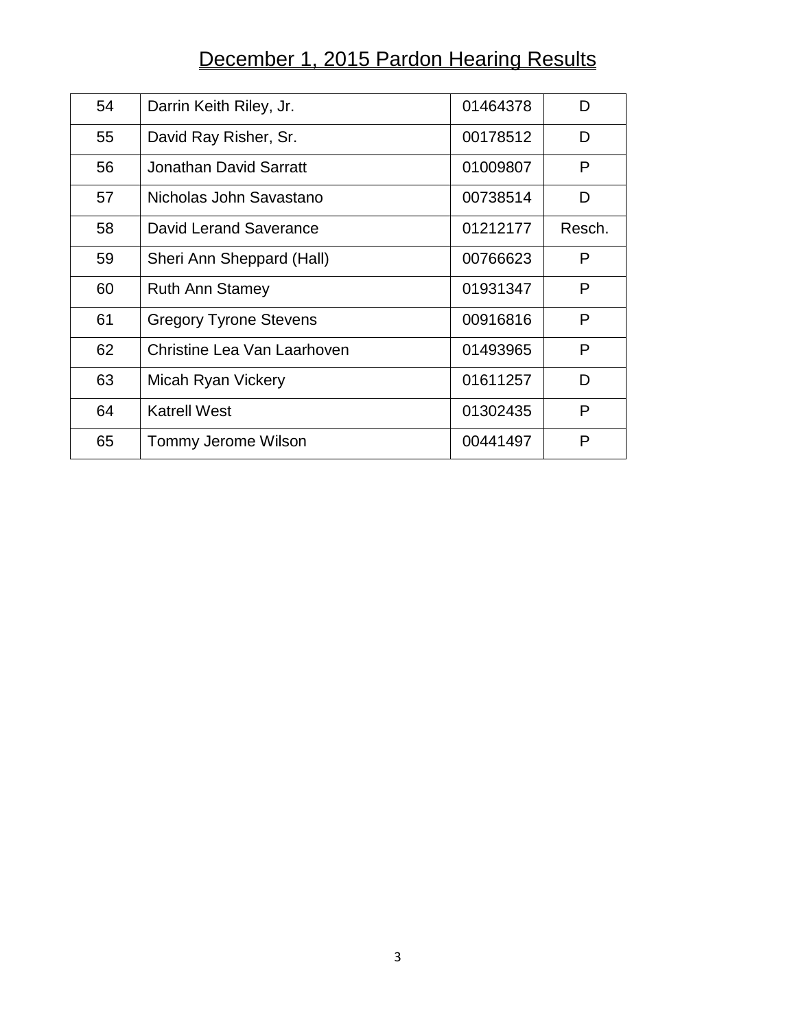# December 1, 2015 Pardon Hearing Results

| | | | |
|---|---|---|---|
| 54 | Darrin Keith Riley, Jr. | 01464378 | D |
| 55 | David Ray Risher, Sr. | 00178512 | D |
| 56 | Jonathan David Sarratt | 01009807 | P |
| 57 | Nicholas John Savastano | 00738514 | D |
| 58 | David Lerand Saverance | 01212177 | Resch. |
| 59 | Sheri Ann Sheppard (Hall) | 00766623 | P |
| 60 | Ruth Ann Stamey | 01931347 | P |
| 61 | Gregory Tyrone Stevens | 00916816 | P |
| 62 | Christine Lea Van Laarhoven | 01493965 | P |
| 63 | Micah Ryan Vickery | 01611257 | D |
| 64 | Katrell West | 01302435 | P |
| 65 | Tommy Jerome Wilson | 00441497 | P |